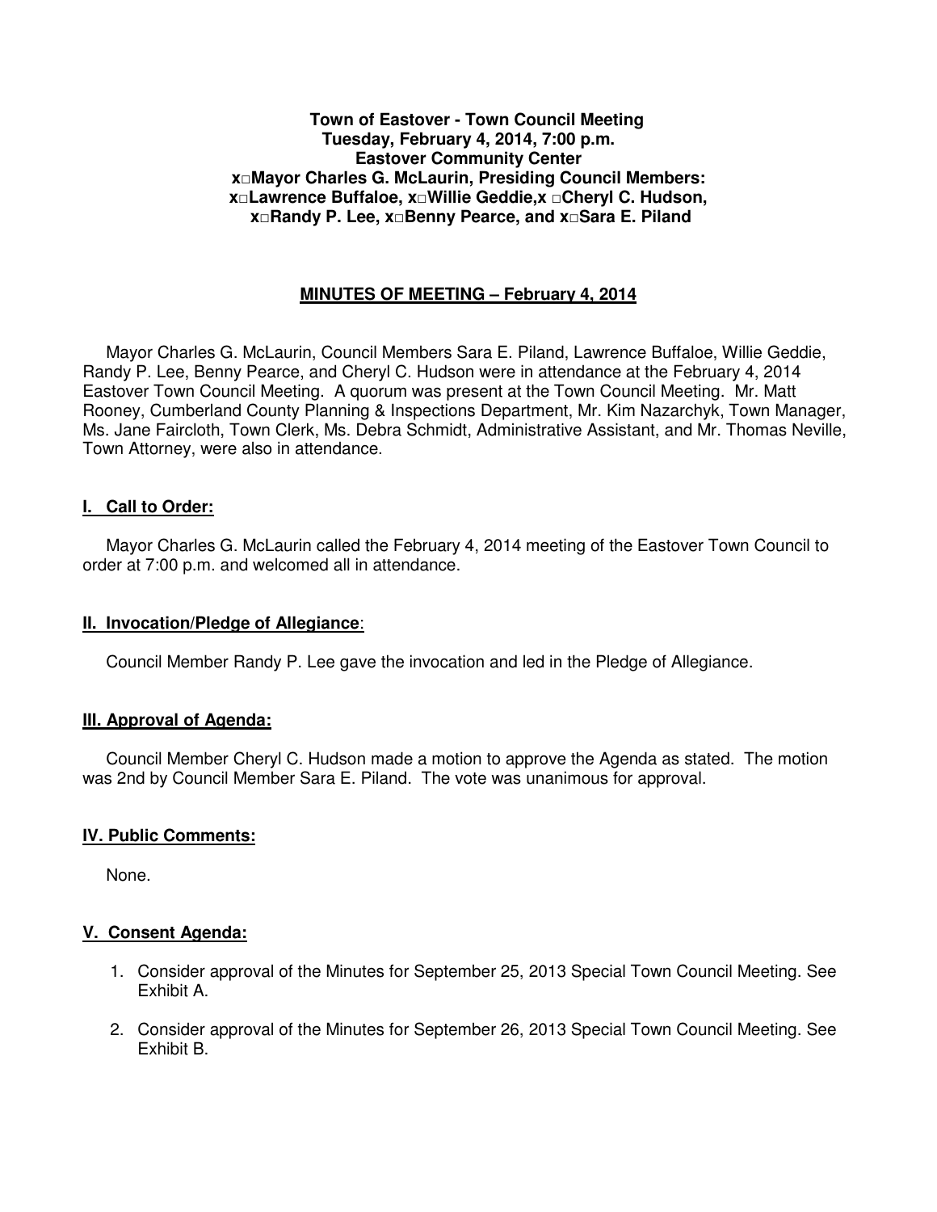**Town of Eastover - Town Council Meeting**
**Tuesday, February 4, 2014, 7:00 p.m.**
**Eastover Community Center**
**x□Mayor Charles G. McLaurin, Presiding Council Members:**
**x□Lawrence Buffaloe, x□Willie Geddie,x □Cheryl C. Hudson,**
**x□Randy P. Lee, x□Benny Pearce, and x□Sara E. Piland**

## MINUTES OF MEETING – February 4, 2014

Mayor Charles G. McLaurin, Council Members Sara E. Piland, Lawrence Buffaloe, Willie Geddie, Randy P. Lee, Benny Pearce, and Cheryl C. Hudson were in attendance at the February 4, 2014 Eastover Town Council Meeting. A quorum was present at the Town Council Meeting. Mr. Matt Rooney, Cumberland County Planning & Inspections Department, Mr. Kim Nazarchyk, Town Manager, Ms. Jane Faircloth, Town Clerk, Ms. Debra Schmidt, Administrative Assistant, and Mr. Thomas Neville, Town Attorney, were also in attendance.

### I. Call to Order:

Mayor Charles G. McLaurin called the February 4, 2014 meeting of the Eastover Town Council to order at 7:00 p.m. and welcomed all in attendance.

### II. Invocation/Pledge of Allegiance:

Council Member Randy P. Lee gave the invocation and led in the Pledge of Allegiance.

### III. Approval of Agenda:

Council Member Cheryl C. Hudson made a motion to approve the Agenda as stated. The motion was 2nd by Council Member Sara E. Piland. The vote was unanimous for approval.

### IV. Public Comments:

None.

### V. Consent Agenda:

1. Consider approval of the Minutes for September 25, 2013 Special Town Council Meeting. See Exhibit A.
2. Consider approval of the Minutes for September 26, 2013 Special Town Council Meeting. See Exhibit B.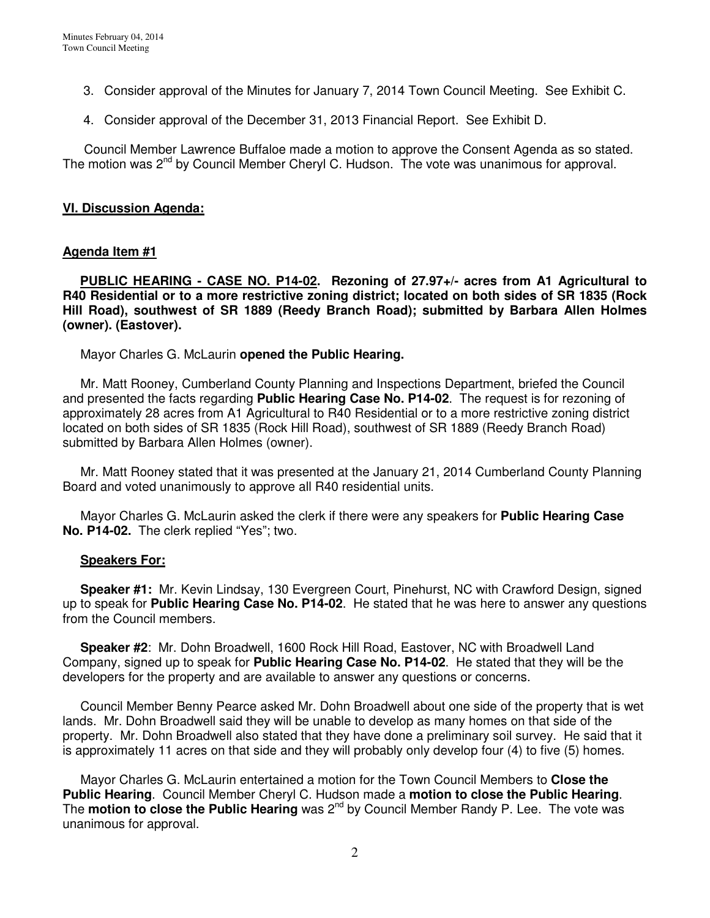3. Consider approval of the Minutes for January 7, 2014 Town Council Meeting. See Exhibit C.

4. Consider approval of the December 31, 2013 Financial Report. See Exhibit D.

Council Member Lawrence Buffaloe made a motion to approve the Consent Agenda as so stated. The motion was 2nd by Council Member Cheryl C. Hudson. The vote was unanimous for approval.

## VI. Discussion Agenda:

### Agenda Item #1

**PUBLIC HEARING - CASE NO. P14-02. Rezoning of 27.97+/- acres from A1 Agricultural to R40 Residential or to a more restrictive zoning district; located on both sides of SR 1835 (Rock Hill Road), southwest of SR 1889 (Reedy Branch Road); submitted by Barbara Allen Holmes (owner). (Eastover).**

Mayor Charles G. McLaurin **opened the Public Hearing.**

Mr. Matt Rooney, Cumberland County Planning and Inspections Department, briefed the Council and presented the facts regarding **Public Hearing Case No. P14-02**. The request is for rezoning of approximately 28 acres from A1 Agricultural to R40 Residential or to a more restrictive zoning district located on both sides of SR 1835 (Rock Hill Road), southwest of SR 1889 (Reedy Branch Road) submitted by Barbara Allen Holmes (owner).

Mr. Matt Rooney stated that it was presented at the January 21, 2014 Cumberland County Planning Board and voted unanimously to approve all R40 residential units.

Mayor Charles G. McLaurin asked the clerk if there were any speakers for **Public Hearing Case No. P14-02.** The clerk replied "Yes"; two.

**Speakers For:**

**Speaker #1:** Mr. Kevin Lindsay, 130 Evergreen Court, Pinehurst, NC with Crawford Design, signed up to speak for **Public Hearing Case No. P14-02**. He stated that he was here to answer any questions from the Council members.

**Speaker #2**: Mr. Dohn Broadwell, 1600 Rock Hill Road, Eastover, NC with Broadwell Land Company, signed up to speak for **Public Hearing Case No. P14-02**. He stated that they will be the developers for the property and are available to answer any questions or concerns.

Council Member Benny Pearce asked Mr. Dohn Broadwell about one side of the property that is wet lands. Mr. Dohn Broadwell said they will be unable to develop as many homes on that side of the property. Mr. Dohn Broadwell also stated that they have done a preliminary soil survey. He said that it is approximately 11 acres on that side and they will probably only develop four (4) to five (5) homes.

Mayor Charles G. McLaurin entertained a motion for the Town Council Members to **Close the Public Hearing**. Council Member Cheryl C. Hudson made a **motion to close the Public Hearing**. The **motion to close the Public Hearing** was 2nd by Council Member Randy P. Lee. The vote was unanimous for approval.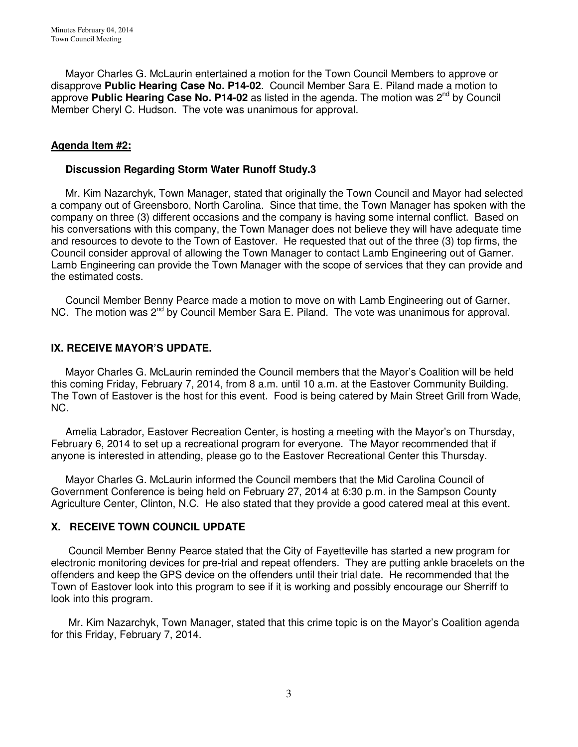Mayor Charles G. McLaurin entertained a motion for the Town Council Members to approve or disapprove **Public Hearing Case No. P14-02**. Council Member Sara E. Piland made a motion to approve **Public Hearing Case No. P14-02** as listed in the agenda. The motion was 2nd by Council Member Cheryl C. Hudson. The vote was unanimous for approval.

**Agenda Item #2:**

**Discussion Regarding Storm Water Runoff Study.3**

Mr. Kim Nazarchyk, Town Manager, stated that originally the Town Council and Mayor had selected a company out of Greensboro, North Carolina. Since that time, the Town Manager has spoken with the company on three (3) different occasions and the company is having some internal conflict. Based on his conversations with this company, the Town Manager does not believe they will have adequate time and resources to devote to the Town of Eastover. He requested that out of the three (3) top firms, the Council consider approval of allowing the Town Manager to contact Lamb Engineering out of Garner. Lamb Engineering can provide the Town Manager with the scope of services that they can provide and the estimated costs.

Council Member Benny Pearce made a motion to move on with Lamb Engineering out of Garner, NC. The motion was 2nd by Council Member Sara E. Piland. The vote was unanimous for approval.

## IX. RECEIVE MAYOR'S UPDATE.

Mayor Charles G. McLaurin reminded the Council members that the Mayor's Coalition will be held this coming Friday, February 7, 2014, from 8 a.m. until 10 a.m. at the Eastover Community Building. The Town of Eastover is the host for this event. Food is being catered by Main Street Grill from Wade, NC.

Amelia Labrador, Eastover Recreation Center, is hosting a meeting with the Mayor's on Thursday, February 6, 2014 to set up a recreational program for everyone. The Mayor recommended that if anyone is interested in attending, please go to the Eastover Recreational Center this Thursday.

Mayor Charles G. McLaurin informed the Council members that the Mid Carolina Council of Government Conference is being held on February 27, 2014 at 6:30 p.m. in the Sampson County Agriculture Center, Clinton, N.C. He also stated that they provide a good catered meal at this event.

## X. RECEIVE TOWN COUNCIL UPDATE

Council Member Benny Pearce stated that the City of Fayetteville has started a new program for electronic monitoring devices for pre-trial and repeat offenders. They are putting ankle bracelets on the offenders and keep the GPS device on the offenders until their trial date. He recommended that the Town of Eastover look into this program to see if it is working and possibly encourage our Sherriff to look into this program.

Mr. Kim Nazarchyk, Town Manager, stated that this crime topic is on the Mayor's Coalition agenda for this Friday, February 7, 2014.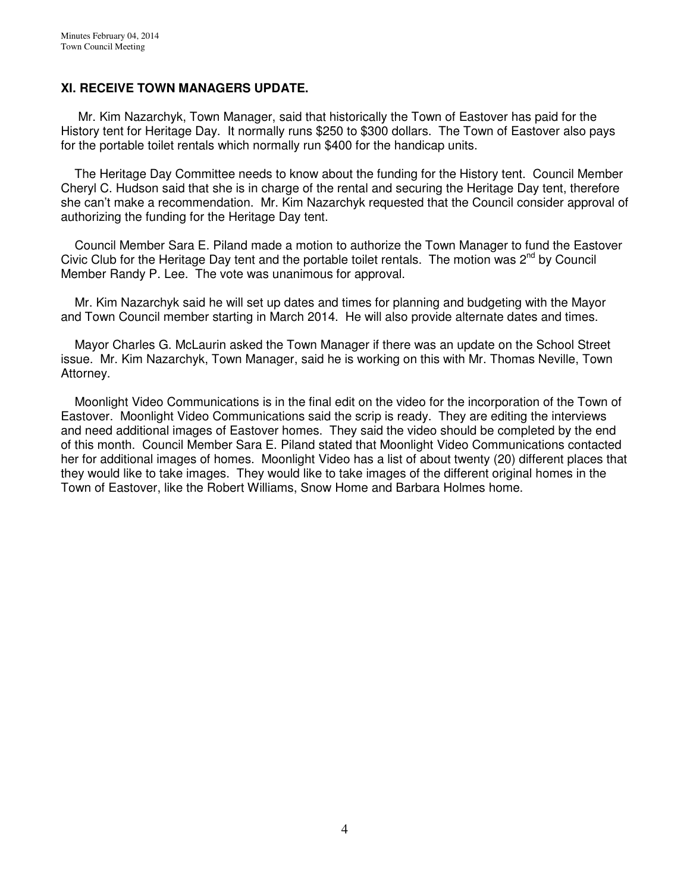## XI. RECEIVE TOWN MANAGERS UPDATE.

Mr. Kim Nazarchyk, Town Manager, said that historically the Town of Eastover has paid for the History tent for Heritage Day. It normally runs $250 to $300 dollars. The Town of Eastover also pays for the portable toilet rentals which normally run $400 for the handicap units.

The Heritage Day Committee needs to know about the funding for the History tent. Council Member Cheryl C. Hudson said that she is in charge of the rental and securing the Heritage Day tent, therefore she can't make a recommendation. Mr. Kim Nazarchyk requested that the Council consider approval of authorizing the funding for the Heritage Day tent.

Council Member Sara E. Piland made a motion to authorize the Town Manager to fund the Eastover Civic Club for the Heritage Day tent and the portable toilet rentals. The motion was 2nd by Council Member Randy P. Lee. The vote was unanimous for approval.

Mr. Kim Nazarchyk said he will set up dates and times for planning and budgeting with the Mayor and Town Council member starting in March 2014. He will also provide alternate dates and times.

Mayor Charles G. McLaurin asked the Town Manager if there was an update on the School Street issue. Mr. Kim Nazarchyk, Town Manager, said he is working on this with Mr. Thomas Neville, Town Attorney.

Moonlight Video Communications is in the final edit on the video for the incorporation of the Town of Eastover. Moonlight Video Communications said the scrip is ready. They are editing the interviews and need additional images of Eastover homes. They said the video should be completed by the end of this month. Council Member Sara E. Piland stated that Moonlight Video Communications contacted her for additional images of homes. Moonlight Video has a list of about twenty (20) different places that they would like to take images. They would like to take images of the different original homes in the Town of Eastover, like the Robert Williams, Snow Home and Barbara Holmes home.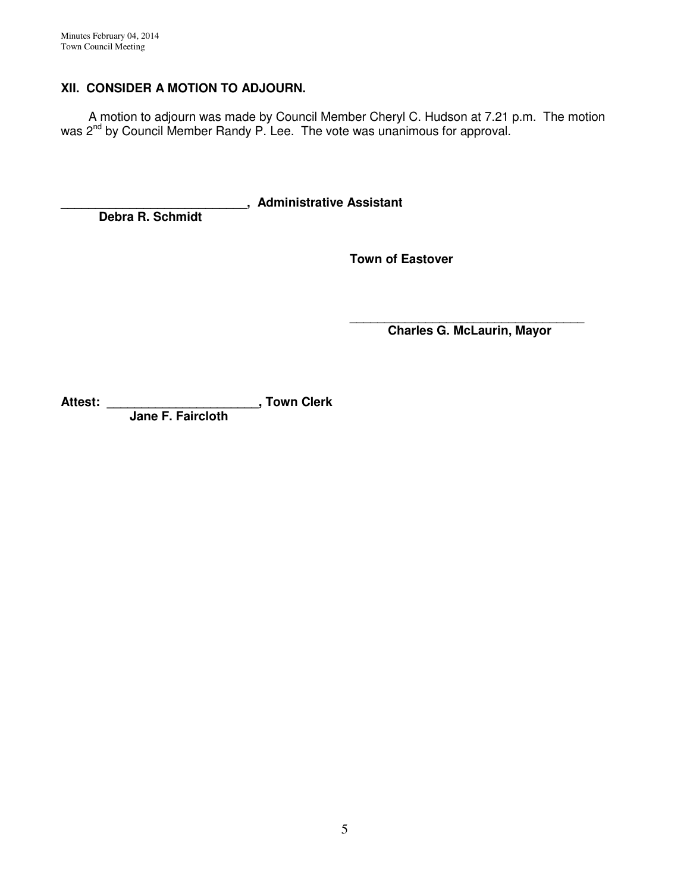## XII. CONSIDER A MOTION TO ADJOURN.

A motion to adjourn was made by Council Member Cheryl C. Hudson at 7.21 p.m. The motion was 2nd by Council Member Randy P. Lee. The vote was unanimous for approval.

**____________________________, Administrative Assistant**
**Debra R. Schmidt**

**Town of Eastover**

____________________________________
**Charles G. McLaurin, Mayor**

**Attest: ______________________, Town Clerk**
**Jane F. Faircloth**